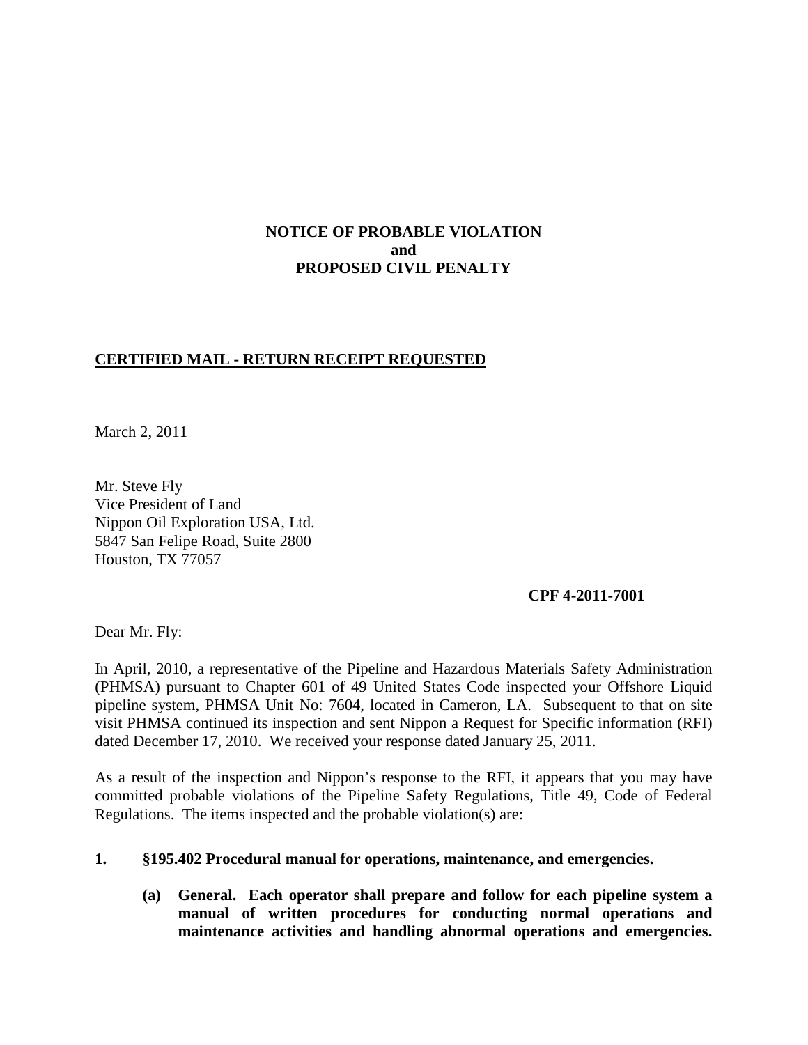**NOTICE OF PROBABLE VIOLATION**
**and**
**PROPOSED CIVIL PENALTY**

**CERTIFIED MAIL - RETURN RECEIPT REQUESTED**

March 2, 2011

Mr. Steve Fly
Vice President of Land
Nippon Oil Exploration USA, Ltd.
5847 San Felipe Road, Suite 2800
Houston, TX 77057

**CPF 4-2011-7001**

Dear Mr. Fly:

In April, 2010, a representative of the Pipeline and Hazardous Materials Safety Administration (PHMSA) pursuant to Chapter 601 of 49 United States Code inspected your Offshore Liquid pipeline system, PHMSA Unit No: 7604, located in Cameron, LA. Subsequent to that on site visit PHMSA continued its inspection and sent Nippon a Request for Specific information (RFI) dated December 17, 2010. We received your response dated January 25, 2011.

As a result of the inspection and Nippon's response to the RFI, it appears that you may have committed probable violations of the Pipeline Safety Regulations, Title 49, Code of Federal Regulations. The items inspected and the probable violation(s) are:

**1. §195.402 Procedural manual for operations, maintenance, and emergencies.**

**(a) General. Each operator shall prepare and follow for each pipeline system a manual of written procedures for conducting normal operations and maintenance activities and handling abnormal operations and emergencies.**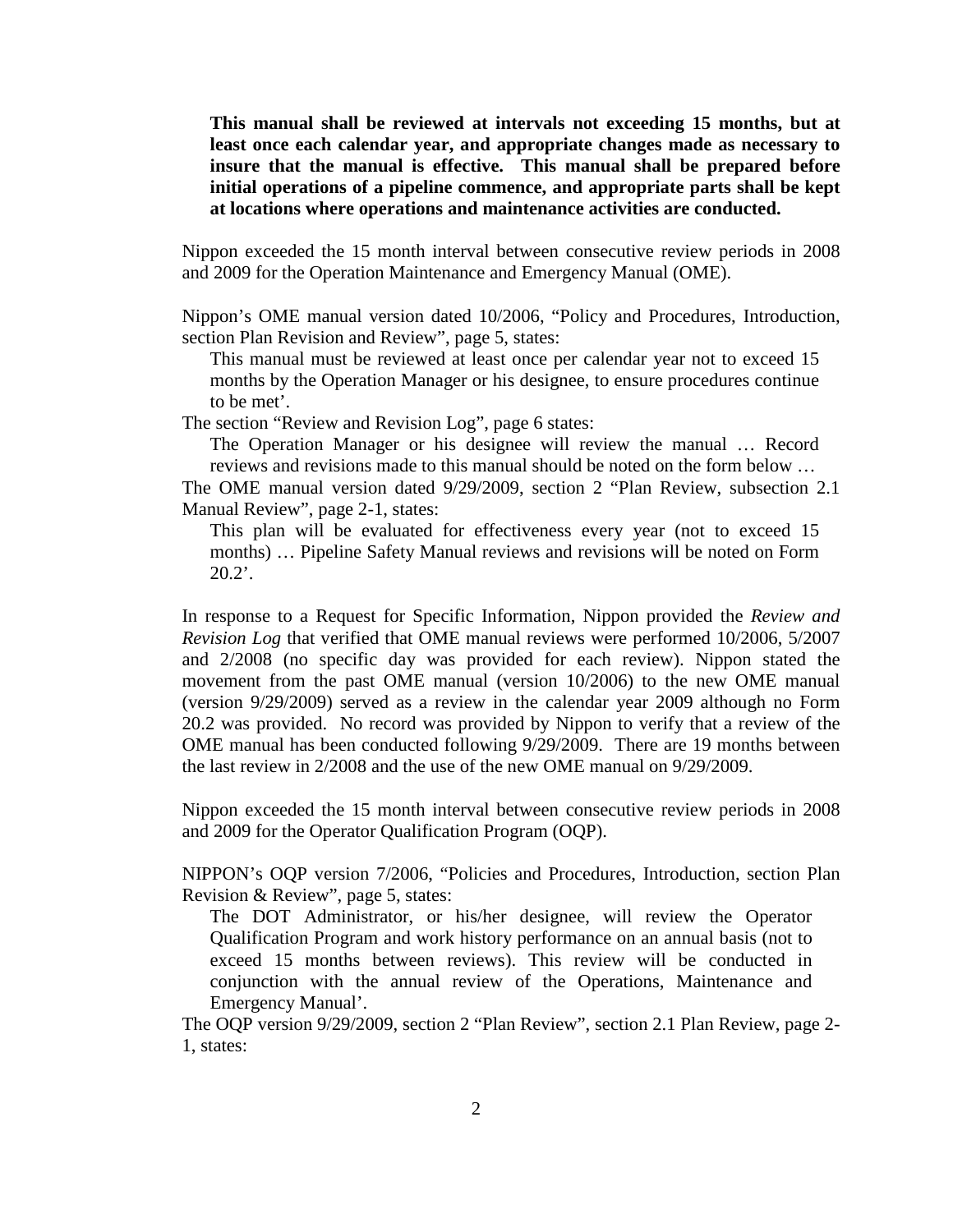**This manual shall be reviewed at intervals not exceeding 15 months, but at least once each calendar year, and appropriate changes made as necessary to insure that the manual is effective. This manual shall be prepared before initial operations of a pipeline commence, and appropriate parts shall be kept at locations where operations and maintenance activities are conducted.**

Nippon exceeded the 15 month interval between consecutive review periods in 2008 and 2009 for the Operation Maintenance and Emergency Manual (OME).

Nippon's OME manual version dated 10/2006, "Policy and Procedures, Introduction, section Plan Revision and Review", page 5, states:

> This manual must be reviewed at least once per calendar year not to exceed 15 months by the Operation Manager or his designee, to ensure procedures continue to be met'.

The section "Review and Revision Log", page 6 states:

> The Operation Manager or his designee will review the manual … Record reviews and revisions made to this manual should be noted on the form below …

The OME manual version dated 9/29/2009, section 2 "Plan Review, subsection 2.1 Manual Review", page 2-1, states:

> This plan will be evaluated for effectiveness every year (not to exceed 15 months) … Pipeline Safety Manual reviews and revisions will be noted on Form 20.2'.

In response to a Request for Specific Information, Nippon provided the *Review and Revision Log* that verified that OME manual reviews were performed 10/2006, 5/2007 and 2/2008 (no specific day was provided for each review). Nippon stated the movement from the past OME manual (version 10/2006) to the new OME manual (version 9/29/2009) served as a review in the calendar year 2009 although no Form 20.2 was provided. No record was provided by Nippon to verify that a review of the OME manual has been conducted following 9/29/2009. There are 19 months between the last review in 2/2008 and the use of the new OME manual on 9/29/2009.

Nippon exceeded the 15 month interval between consecutive review periods in 2008 and 2009 for the Operator Qualification Program (OQP).

NIPPON's OQP version 7/2006, "Policies and Procedures, Introduction, section Plan Revision & Review", page 5, states:

> The DOT Administrator, or his/her designee, will review the Operator Qualification Program and work history performance on an annual basis (not to exceed 15 months between reviews). This review will be conducted in conjunction with the annual review of the Operations, Maintenance and Emergency Manual'.

The OQP version 9/29/2009, section 2 "Plan Review", section 2.1 Plan Review, page 2-1, states: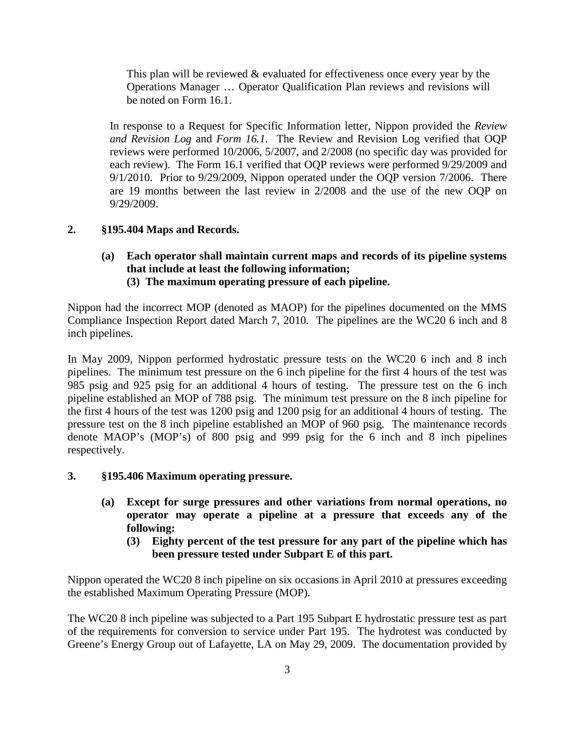> This plan will be reviewed & evaluated for effectiveness once every year by the Operations Manager … Operator Qualification Plan reviews and revisions will be noted on Form 16.1.

In response to a Request for Specific Information letter, Nippon provided the *Review and Revision Log* and *Form 16.1.* The Review and Revision Log verified that OQP reviews were performed 10/2006, 5/2007, and 2/2008 (no specific day was provided for each review). The Form 16.1 verified that OQP reviews were performed 9/29/2009 and 9/1/2010. Prior to 9/29/2009, Nippon operated under the OQP version 7/2006. There are 19 months between the last review in 2/2008 and the use of the new OQP on 9/29/2009.

**2. §195.404 Maps and Records.**

**(a) Each operator shall maintain current maps and records of its pipeline systems that include at least the following information;**
**(3) The maximum operating pressure of each pipeline.**

Nippon had the incorrect MOP (denoted as MAOP) for the pipelines documented on the MMS Compliance Inspection Report dated March 7, 2010. The pipelines are the WC20 6 inch and 8 inch pipelines.

In May 2009, Nippon performed hydrostatic pressure tests on the WC20 6 inch and 8 inch pipelines. The minimum test pressure on the 6 inch pipeline for the first 4 hours of the test was 985 psig and 925 psig for an additional 4 hours of testing. The pressure test on the 6 inch pipeline established an MOP of 788 psig. The minimum test pressure on the 8 inch pipeline for the first 4 hours of the test was 1200 psig and 1200 psig for an additional 4 hours of testing. The pressure test on the 8 inch pipeline established an MOP of 960 psig. The maintenance records denote MAOP's (MOP's) of 800 psig and 999 psig for the 6 inch and 8 inch pipelines respectively.

**3. §195.406 Maximum operating pressure.**

**(a) Except for surge pressures and other variations from normal operations, no operator may operate a pipeline at a pressure that exceeds any of the following:**
**(3) Eighty percent of the test pressure for any part of the pipeline which has been pressure tested under Subpart E of this part.**

Nippon operated the WC20 8 inch pipeline on six occasions in April 2010 at pressures exceeding the established Maximum Operating Pressure (MOP).

The WC20 8 inch pipeline was subjected to a Part 195 Subpart E hydrostatic pressure test as part of the requirements for conversion to service under Part 195. The hydrotest was conducted by Greene's Energy Group out of Lafayette, LA on May 29, 2009. The documentation provided by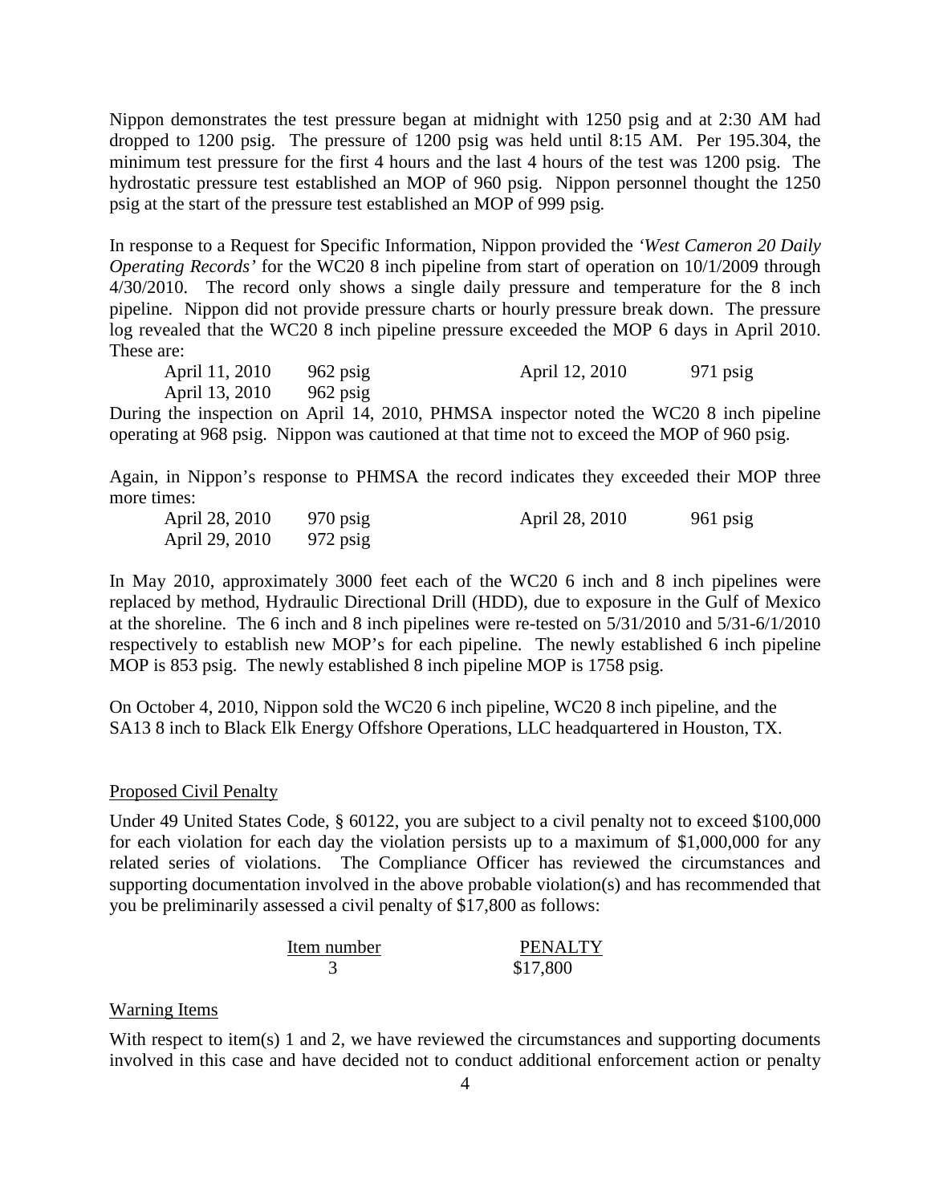Nippon demonstrates the test pressure began at midnight with 1250 psig and at 2:30 AM had dropped to 1200 psig. The pressure of 1200 psig was held until 8:15 AM. Per 195.304, the minimum test pressure for the first 4 hours and the last 4 hours of the test was 1200 psig. The hydrostatic pressure test established an MOP of 960 psig. Nippon personnel thought the 1250 psig at the start of the pressure test established an MOP of 999 psig.

In response to a Request for Specific Information, Nippon provided the *'West Cameron 20 Daily Operating Records'* for the WC20 8 inch pipeline from start of operation on 10/1/2009 through 4/30/2010. The record only shows a single daily pressure and temperature for the 8 inch pipeline. Nippon did not provide pressure charts or hourly pressure break down. The pressure log revealed that the WC20 8 inch pipeline pressure exceeded the MOP 6 days in April 2010. These are:

| | | | |
|---|---|---|---|
| April 11, 2010 | 962 psig | April 12, 2010 | 971 psig |
| April 13, 2010 | 962 psig | | |

During the inspection on April 14, 2010, PHMSA inspector noted the WC20 8 inch pipeline operating at 968 psig. Nippon was cautioned at that time not to exceed the MOP of 960 psig.

Again, in Nippon's response to PHMSA the record indicates they exceeded their MOP three more times:

| | | | |
|---|---|---|---|
| April 28, 2010 | 970 psig | April 28, 2010 | 961 psig |
| April 29, 2010 | 972 psig | | |

In May 2010, approximately 3000 feet each of the WC20 6 inch and 8 inch pipelines were replaced by method, Hydraulic Directional Drill (HDD), due to exposure in the Gulf of Mexico at the shoreline. The 6 inch and 8 inch pipelines were re-tested on 5/31/2010 and 5/31-6/1/2010 respectively to establish new MOP's for each pipeline. The newly established 6 inch pipeline MOP is 853 psig. The newly established 8 inch pipeline MOP is 1758 psig.

On October 4, 2010, Nippon sold the WC20 6 inch pipeline, WC20 8 inch pipeline, and the SA13 8 inch to Black Elk Energy Offshore Operations, LLC headquartered in Houston, TX.

## Proposed Civil Penalty

Under 49 United States Code, § 60122, you are subject to a civil penalty not to exceed $100,000 for each violation for each day the violation persists up to a maximum of $1,000,000 for any related series of violations. The Compliance Officer has reviewed the circumstances and supporting documentation involved in the above probable violation(s) and has recommended that you be preliminarily assessed a civil penalty of $17,800 as follows:

| Item number | PENALTY |
|---|---|
| 3 | $17,800 |

## Warning Items

With respect to item(s) 1 and 2, we have reviewed the circumstances and supporting documents involved in this case and have decided not to conduct additional enforcement action or penalty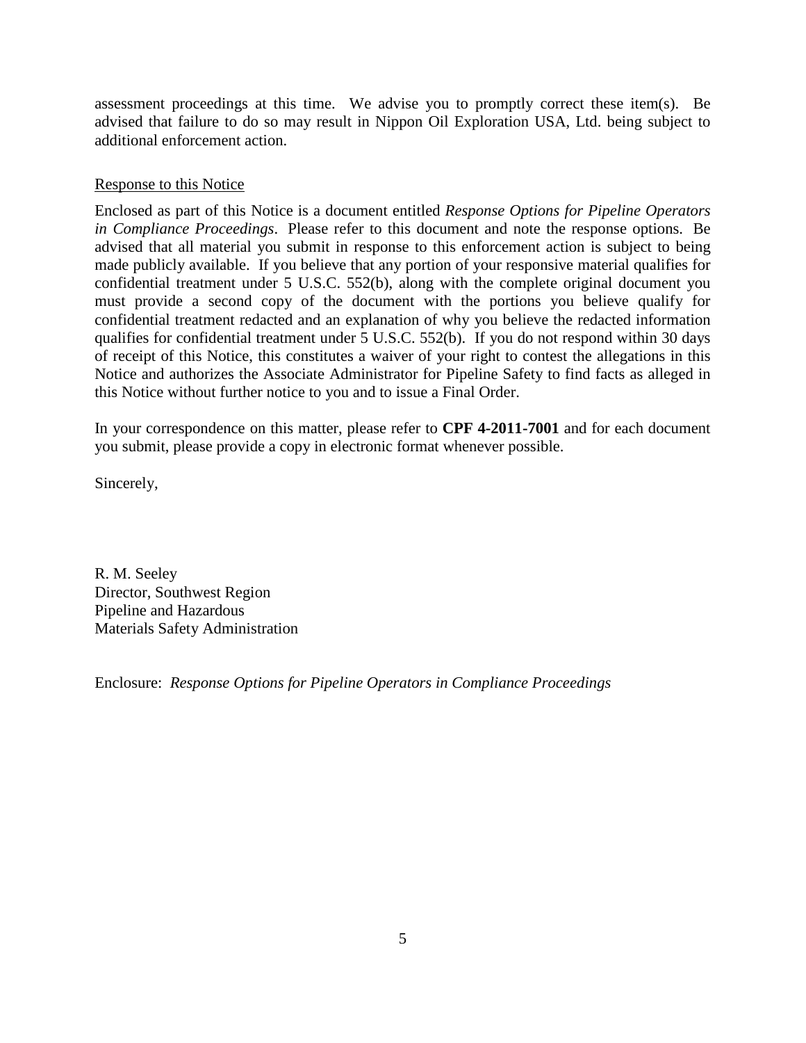assessment proceedings at this time. We advise you to promptly correct these item(s). Be advised that failure to do so may result in Nippon Oil Exploration USA, Ltd. being subject to additional enforcement action.

Response to this Notice

Enclosed as part of this Notice is a document entitled *Response Options for Pipeline Operators in Compliance Proceedings*. Please refer to this document and note the response options. Be advised that all material you submit in response to this enforcement action is subject to being made publicly available. If you believe that any portion of your responsive material qualifies for confidential treatment under 5 U.S.C. 552(b), along with the complete original document you must provide a second copy of the document with the portions you believe qualify for confidential treatment redacted and an explanation of why you believe the redacted information qualifies for confidential treatment under 5 U.S.C. 552(b). If you do not respond within 30 days of receipt of this Notice, this constitutes a waiver of your right to contest the allegations in this Notice and authorizes the Associate Administrator for Pipeline Safety to find facts as alleged in this Notice without further notice to you and to issue a Final Order.

In your correspondence on this matter, please refer to **CPF 4-2011-7001** and for each document you submit, please provide a copy in electronic format whenever possible.

Sincerely,

R. M. Seeley
Director, Southwest Region
Pipeline and Hazardous
Materials Safety Administration

Enclosure: *Response Options for Pipeline Operators in Compliance Proceedings*